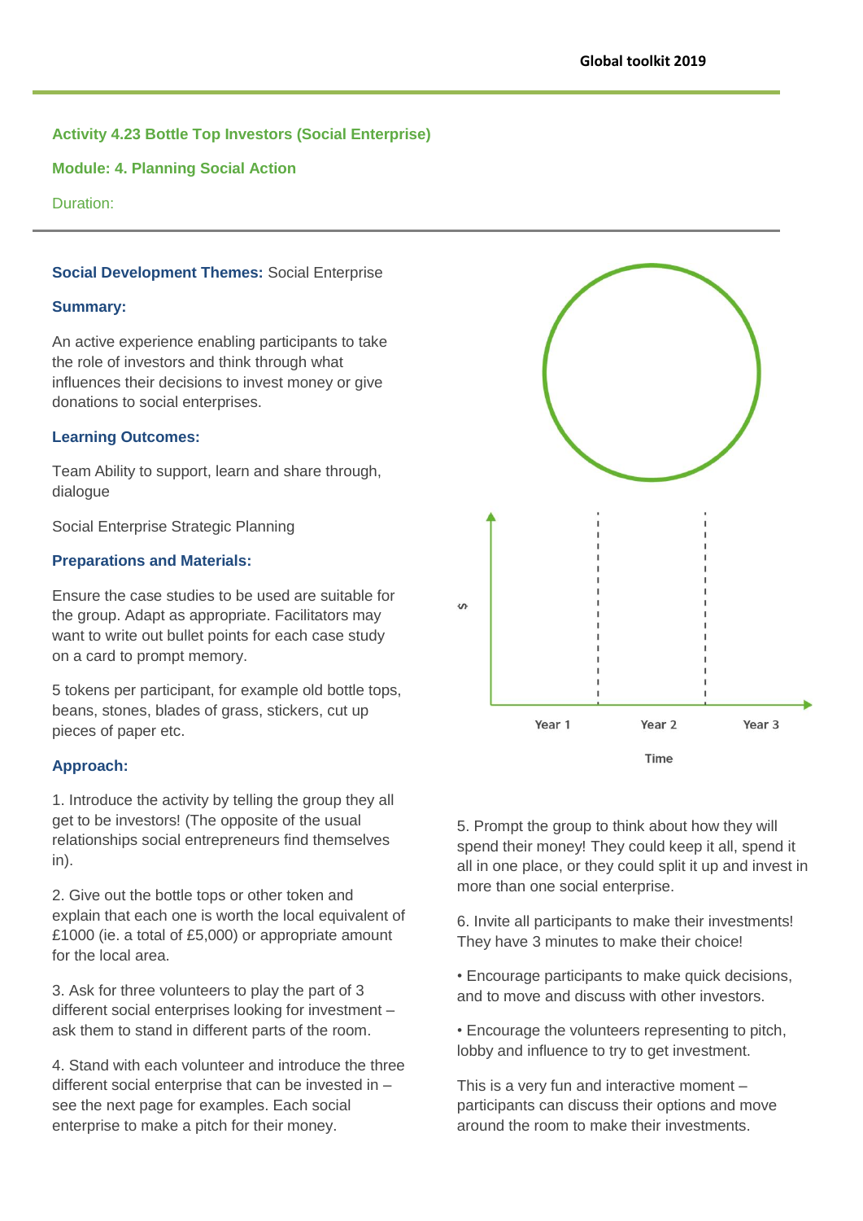**Activity 4.23 Bottle Top Investors (Social Enterprise)**

**Module: 4. Planning Social Action**

Duration:

**Social Development Themes:** Social Enterprise

**Summary:**

An active experience enabling participants to take the role of investors and think through what influences their decisions to invest money or give donations to social enterprises.

**Learning Outcomes:**

Team Ability to support, learn and share through, dialogue

Social Enterprise Strategic Planning

**Preparations and Materials:**

Ensure the case studies to be used are suitable for the group. Adapt as appropriate. Facilitators may want to write out bullet points for each case study on a card to prompt memory.

5 tokens per participant, for example old bottle tops, beans, stones, blades of grass, stickers, cut up pieces of paper etc.

**Approach:**

1. Introduce the activity by telling the group they all get to be investors! (The opposite of the usual relationships social entrepreneurs find themselves in).

2. Give out the bottle tops or other token and explain that each one is worth the local equivalent of £1000 (ie. a total of £5,000) or appropriate amount for the local area.

3. Ask for three volunteers to play the part of 3 different social enterprises looking for investment – ask them to stand in different parts of the room.

4. Stand with each volunteer and introduce the three different social enterprise that can be invested in – see the next page for examples. Each social enterprise to make a pitch for their money.

$

Year 1 Year 2 Year 3

Time

5. Prompt the group to think about how they will spend their money! They could keep it all, spend it all in one place, or they could split it up and invest in more than one social enterprise.

6. Invite all participants to make their investments! They have 3 minutes to make their choice!

- Encourage participants to make quick decisions, and to move and discuss with other investors.

- Encourage the volunteers representing to pitch, lobby and influence to try to get investment.

This is a very fun and interactive moment – participants can discuss their options and move around the room to make their investments.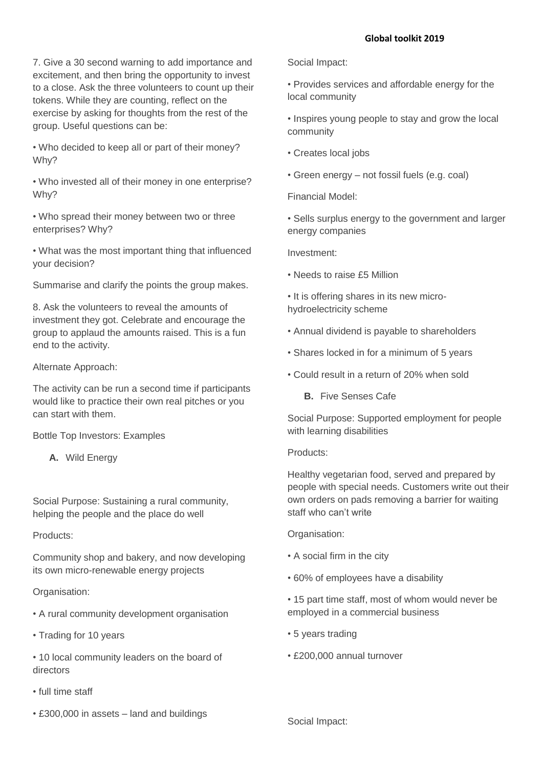7. Give a 30 second warning to add importance and excitement, and then bring the opportunity to invest to a close. Ask the three volunteers to count up their tokens. While they are counting, reflect on the exercise by asking for thoughts from the rest of the group. Useful questions can be:

- Who decided to keep all or part of their money? Why?
- Who invested all of their money in one enterprise? Why?
- Who spread their money between two or three enterprises? Why?
- What was the most important thing that influenced your decision?

Summarise and clarify the points the group makes.

8. Ask the volunteers to reveal the amounts of investment they got. Celebrate and encourage the group to applaud the amounts raised. This is a fun end to the activity.

Alternate Approach:

The activity can be run a second time if participants would like to practice their own real pitches or you can start with them.

Bottle Top Investors: Examples

**A.** Wild Energy

Social Purpose: Sustaining a rural community, helping the people and the place do well

Products:

Community shop and bakery, and now developing its own micro-renewable energy projects

Organisation:

- A rural community development organisation
- Trading for 10 years
- 10 local community leaders on the board of directors
- full time staff
- £300,000 in assets – land and buildings

Social Impact:

- Provides services and affordable energy for the local community
- Inspires young people to stay and grow the local community
- Creates local jobs
- Green energy – not fossil fuels (e.g. coal)

Financial Model:

- Sells surplus energy to the government and larger energy companies

Investment:

- Needs to raise £5 Million
- It is offering shares in its new micro-hydroelectricity scheme
- Annual dividend is payable to shareholders
- Shares locked in for a minimum of 5 years
- Could result in a return of 20% when sold

**B.** Five Senses Cafe

Social Purpose: Supported employment for people with learning disabilities

Products:

Healthy vegetarian food, served and prepared by people with special needs. Customers write out their own orders on pads removing a barrier for waiting staff who can't write

Organisation:

- A social firm in the city
- 60% of employees have a disability
- 15 part time staff, most of whom would never be employed in a commercial business
- 5 years trading
- £200,000 annual turnover

Social Impact: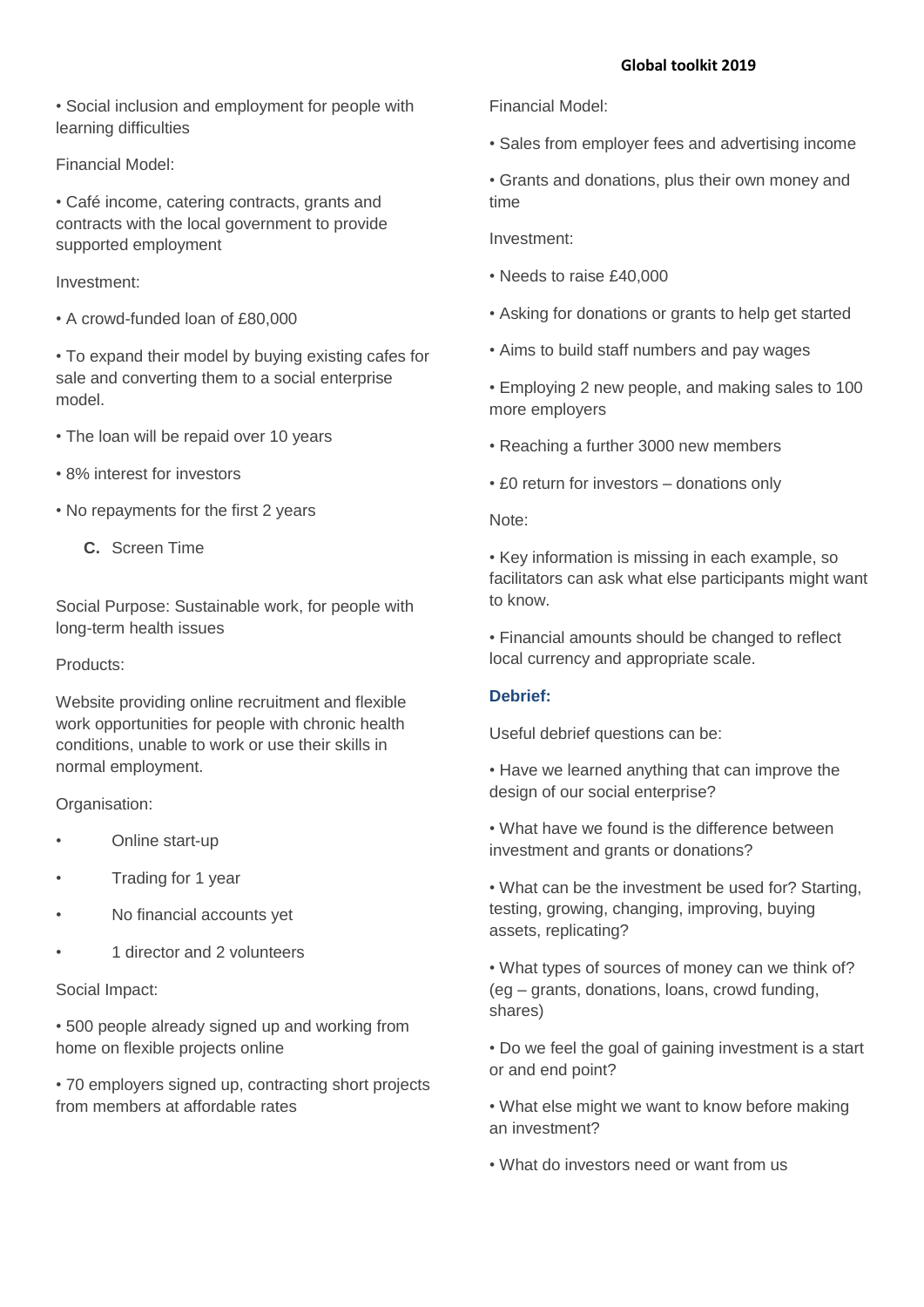• Social inclusion and employment for people with learning difficulties

Financial Model:

• Café income, catering contracts, grants and contracts with the local government to provide supported employment

Investment:

• A crowd-funded loan of £80,000

• To expand their model by buying existing cafes for sale and converting them to a social enterprise model.

• The loan will be repaid over 10 years

• 8% interest for investors

• No repayments for the first 2 years

**C.** Screen Time

Social Purpose: Sustainable work, for people with long-term health issues

Products:

Website providing online recruitment and flexible work opportunities for people with chronic health conditions, unable to work or use their skills in normal employment.

Organisation:

- Online start-up
- Trading for 1 year
- No financial accounts yet
- 1 director and 2 volunteers

Social Impact:

• 500 people already signed up and working from home on flexible projects online

• 70 employers signed up, contracting short projects from members at affordable rates

Financial Model:

• Sales from employer fees and advertising income

• Grants and donations, plus their own money and time

Investment:

• Needs to raise £40,000

• Asking for donations or grants to help get started

• Aims to build staff numbers and pay wages

• Employing 2 new people, and making sales to 100 more employers

• Reaching a further 3000 new members

• £0 return for investors – donations only

Note:

• Key information is missing in each example, so facilitators can ask what else participants might want to know.

• Financial amounts should be changed to reflect local currency and appropriate scale.

### Debrief:

Useful debrief questions can be:

• Have we learned anything that can improve the design of our social enterprise?

• What have we found is the difference between investment and grants or donations?

• What can be the investment be used for? Starting, testing, growing, changing, improving, buying assets, replicating?

• What types of sources of money can we think of? (eg – grants, donations, loans, crowd funding, shares)

• Do we feel the goal of gaining investment is a start or and end point?

• What else might we want to know before making an investment?

• What do investors need or want from us